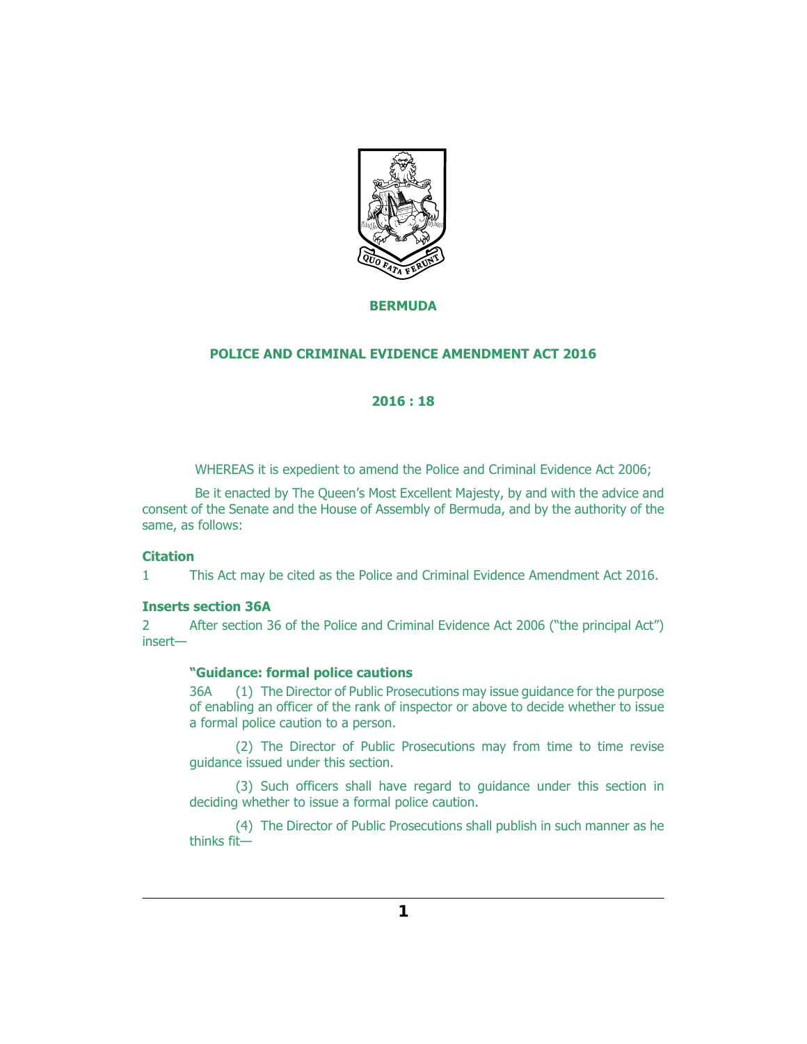# BERMUDA

## POLICE AND CRIMINAL EVIDENCE AMENDMENT ACT 2016

## 2016 : 18

WHEREAS it is expedient to amend the Police and Criminal Evidence Act 2006;

Be it enacted by The Queen's Most Excellent Majesty, by and with the advice and consent of the Senate and the House of Assembly of Bermuda, and by the authority of the same, as follows:

### Citation

1 This Act may be cited as the Police and Criminal Evidence Amendment Act 2016.

### Inserts section 36A

2 After section 36 of the Police and Criminal Evidence Act 2006 ("the principal Act") insert—

**"Guidance: formal police cautions**

36A (1) The Director of Public Prosecutions may issue guidance for the purpose of enabling an officer of the rank of inspector or above to decide whether to issue a formal police caution to a person.

(2) The Director of Public Prosecutions may from time to time revise guidance issued under this section.

(3) Such officers shall have regard to guidance under this section in deciding whether to issue a formal police caution.

(4) The Director of Public Prosecutions shall publish in such manner as he thinks fit—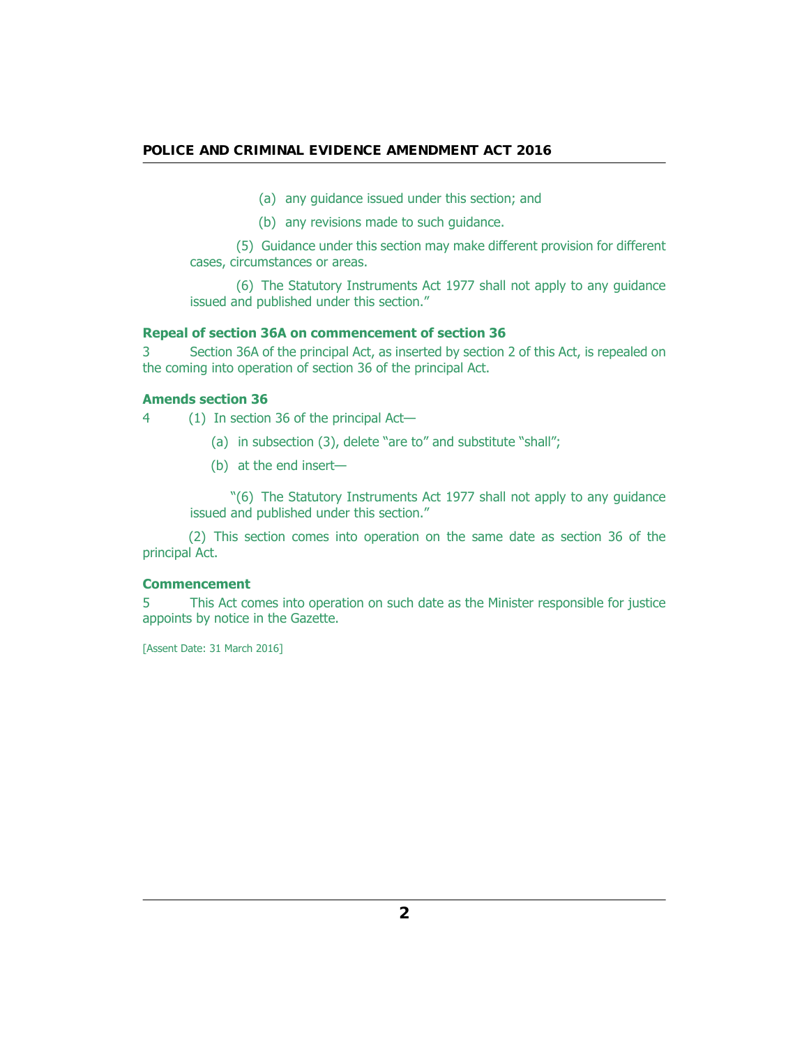(a) any guidance issued under this section; and

(b) any revisions made to such guidance.

(5) Guidance under this section may make different provision for different cases, circumstances or areas.

(6) The Statutory Instruments Act 1977 shall not apply to any guidance issued and published under this section."

**Repeal of section 36A on commencement of section 36**

3 Section 36A of the principal Act, as inserted by section 2 of this Act, is repealed on the coming into operation of section 36 of the principal Act.

**Amends section 36**

4 (1) In section 36 of the principal Act—

(a) in subsection (3), delete "are to" and substitute "shall";

(b) at the end insert—

"(6) The Statutory Instruments Act 1977 shall not apply to any guidance issued and published under this section."

(2) This section comes into operation on the same date as section 36 of the principal Act.

**Commencement**

5 This Act comes into operation on such date as the Minister responsible for justice appoints by notice in the Gazette.

[Assent Date: 31 March 2016]